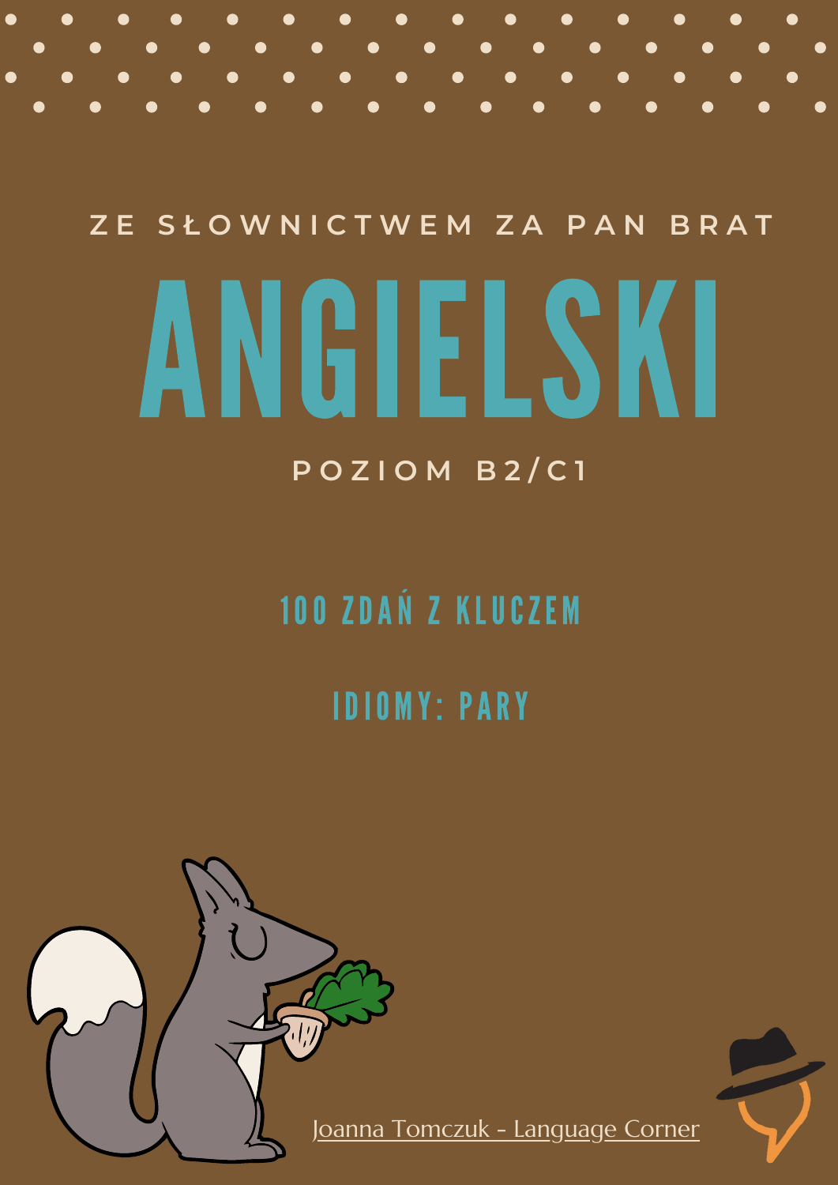ZE SŁOWNICTWEM ZA PAN BRAT

# ANGIELSKI

POZIOM B2/C1

## 100 ZDAŃ Z KLUCZEM

## IDIOMY: PARY

Joanna Tomczuk - Language Corner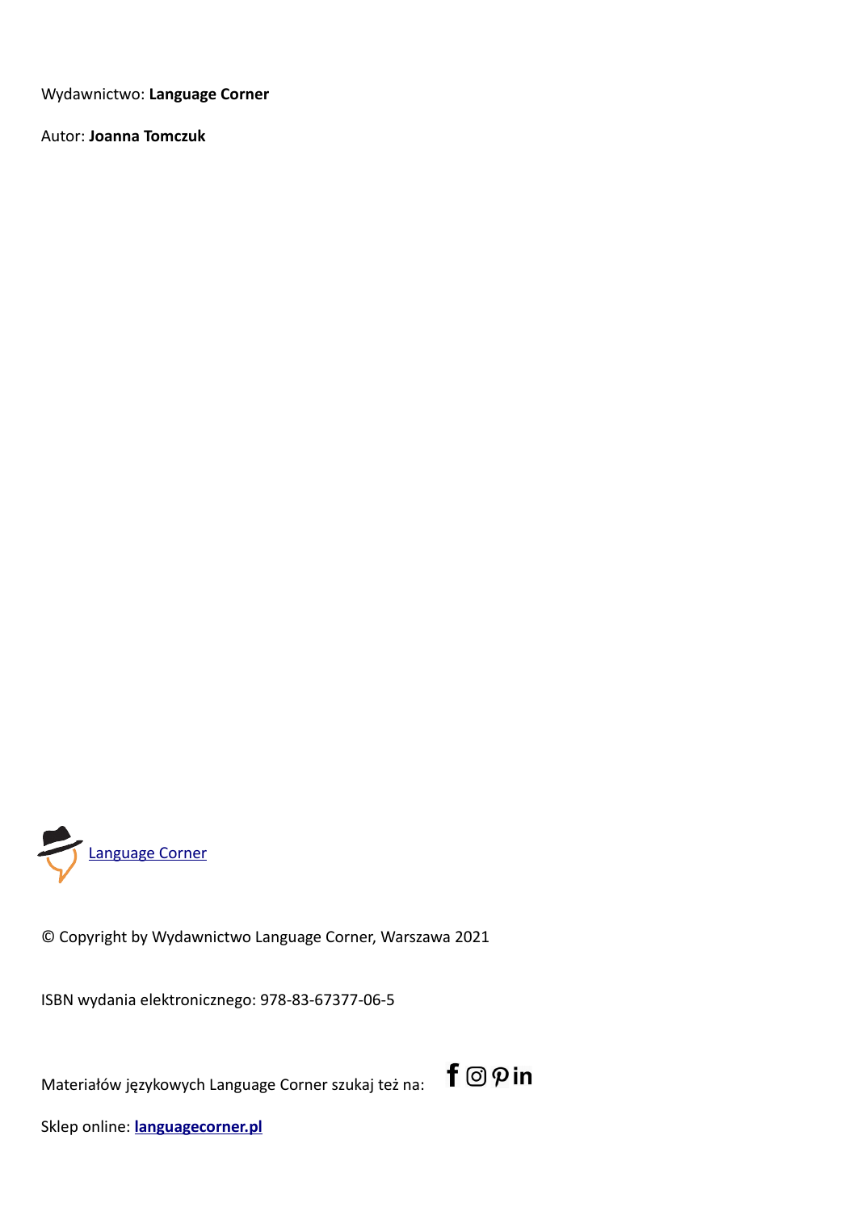Wydawnictwo: **Language Corner**

Autor: **Joanna Tomczuk**

Language Corner

© Copyright by Wydawnictwo Language Corner, Warszawa 2021

ISBN wydania elektronicznego: 978-83-67377-06-5

Materiałów językowych Language Corner szukaj też na:

Sklep online: **languagecorner.pl**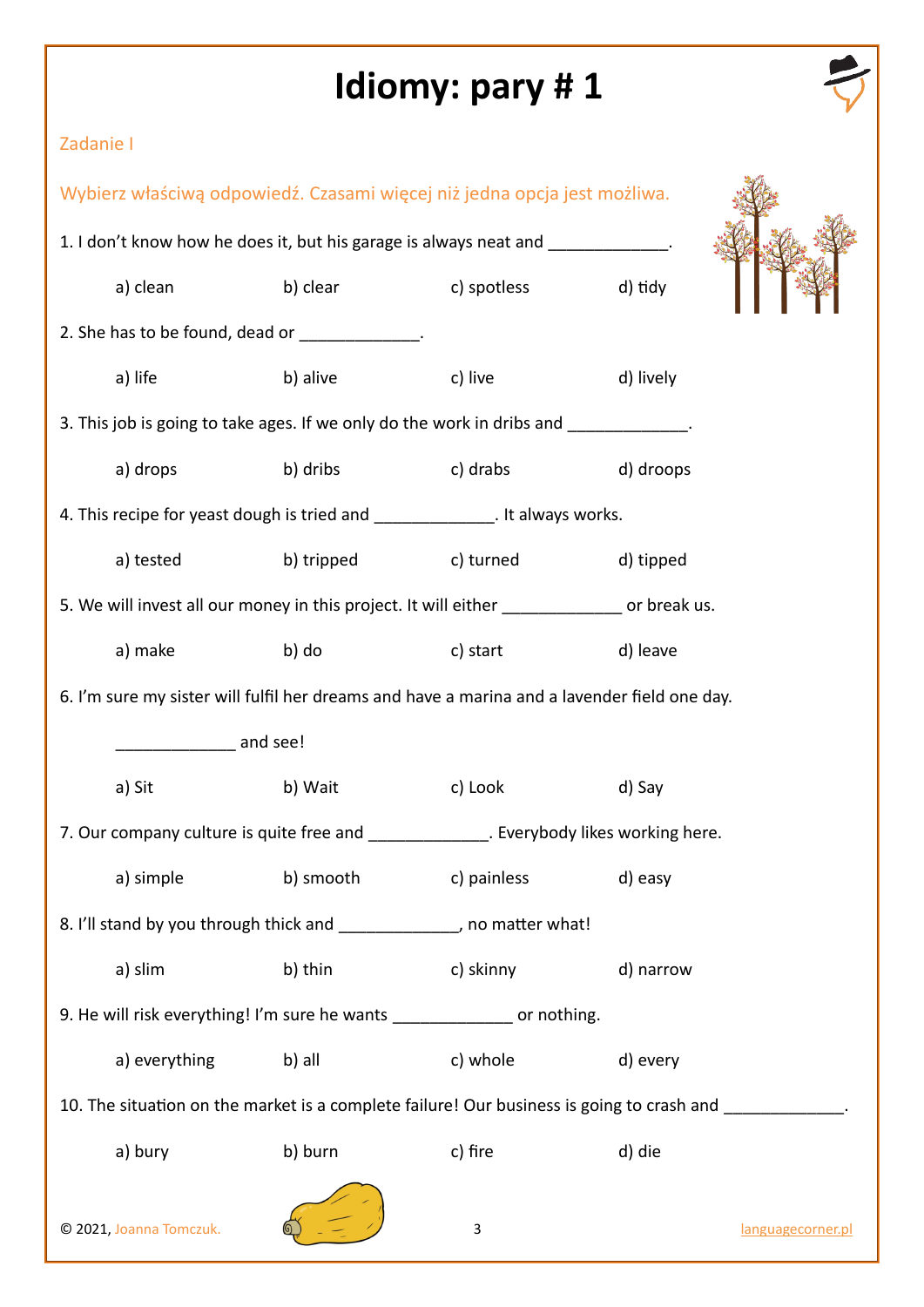# Idiomy: pary # 1

Zadanie I

Wybierz właściwą odpowiedź. Czasami więcej niż jedna opcja jest możliwa.

1. I don't know how he does it, but his garage is always neat and _____________.

   a) clean   b) clear   c) spotless   d) tidy

2. She has to be found, dead or _____________.

   a) life   b) alive   c) live   d) lively

3. This job is going to take ages. If we only do the work in dribs and _____________.

   a) drops   b) dribs   c) drabs   d) droops

4. This recipe for yeast dough is tried and _____________. It always works.

   a) tested   b) tripped   c) turned   d) tipped

5. We will invest all our money in this project. It will either _____________ or break us.

   a) make   b) do   c) start   d) leave

6. I'm sure my sister will fulfil her dreams and have a marina and a lavender field one day.

   _____________ and see!

   a) Sit   b) Wait   c) Look   d) Say

7. Our company culture is quite free and _____________. Everybody likes working here.

   a) simple   b) smooth   c) painless   d) easy

8. I'll stand by you through thick and _____________, no matter what!

   a) slim   b) thin   c) skinny   d) narrow

9. He will risk everything! I'm sure he wants _____________ or nothing.

   a) everything   b) all   c) whole   d) every

10. The situation on the market is a complete failure! Our business is going to crash and _____________.

    a) bury   b) burn   c) fire   d) die

© 2021, Joanna Tomczuk.   languagecorner.pl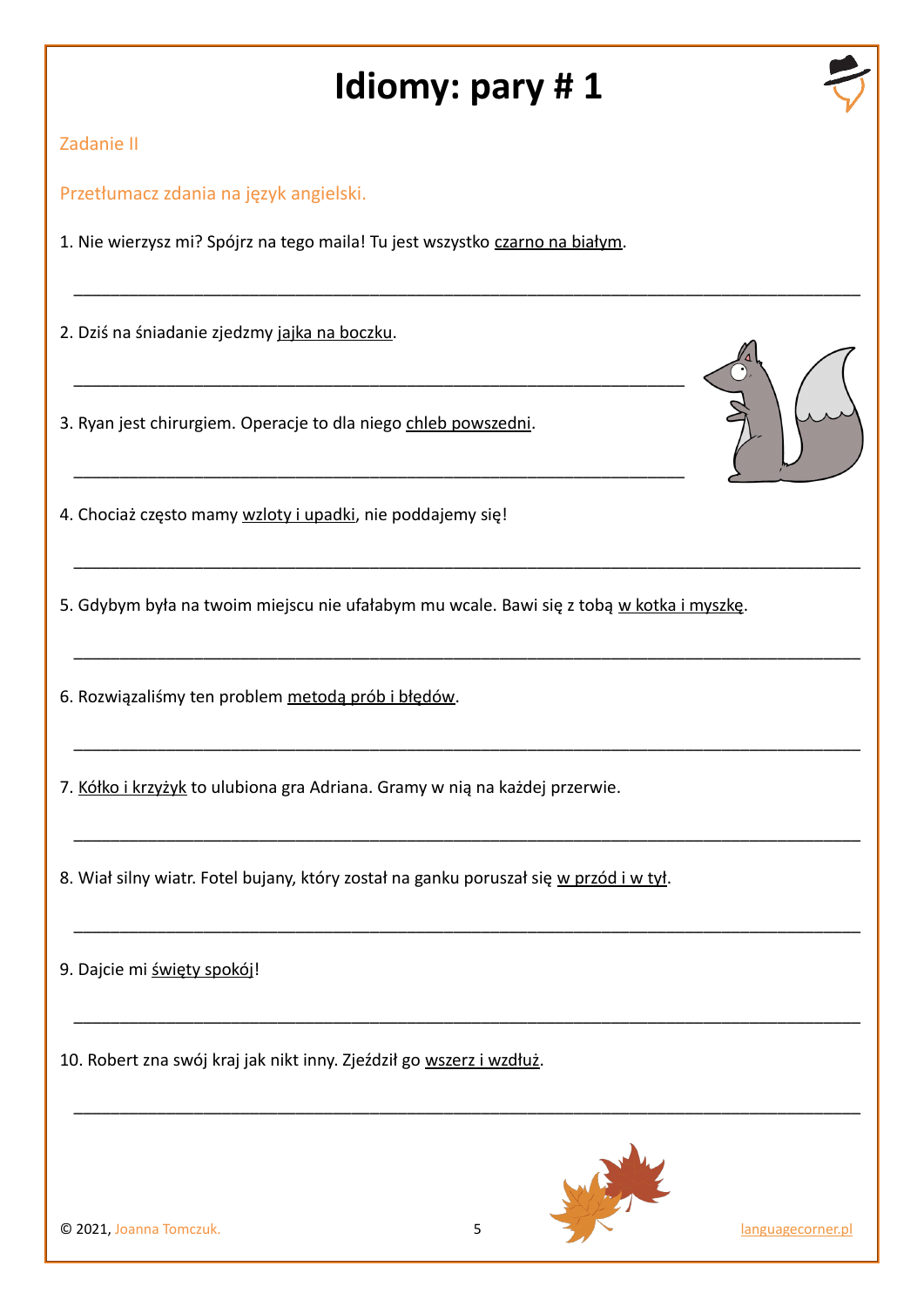# Idiomy: pary # 1

Zadanie II

Przetłumacz zdania na język angielski.

1. Nie wierzysz mi? Spójrz na tego maila! Tu jest wszystko <u>czarno na białym</u>.

_______________________________________________________________________________

2. Dziś na śniadanie zjedzmy <u>jajka na boczku</u>.

_______________________________________________________________

3. Ryan jest chirurgiem. Operacje to dla niego <u>chleb powszedni</u>.

_______________________________________________________________

4. Chociaż często mamy <u>wzloty i upadki</u>, nie poddajemy się!

_______________________________________________________________________________

5. Gdybym była na twoim miejscu nie ufałabym mu wcale. Bawi się z tobą <u>w kotka i myszkę</u>.

_______________________________________________________________________________

6. Rozwiązaliśmy ten problem <u>metodą prób i błędów</u>.

_______________________________________________________________________________

7. <u>Kółko i krzyżyk</u> to ulubiona gra Adriana. Gramy w nią na każdej przerwie.

_______________________________________________________________________________

8. Wiał silny wiatr. Fotel bujany, który został na ganku poruszał się <u>w przód i w tył</u>.

_______________________________________________________________________________

9. Dajcie mi <u>święty spokój</u>!

_______________________________________________________________________________

10. Robert zna swój kraj jak nikt inny. Zjeździł go <u>wszerz i wzdłuż</u>.

_______________________________________________________________________________

© 2021, Joanna Tomczuk. languagecorner.pl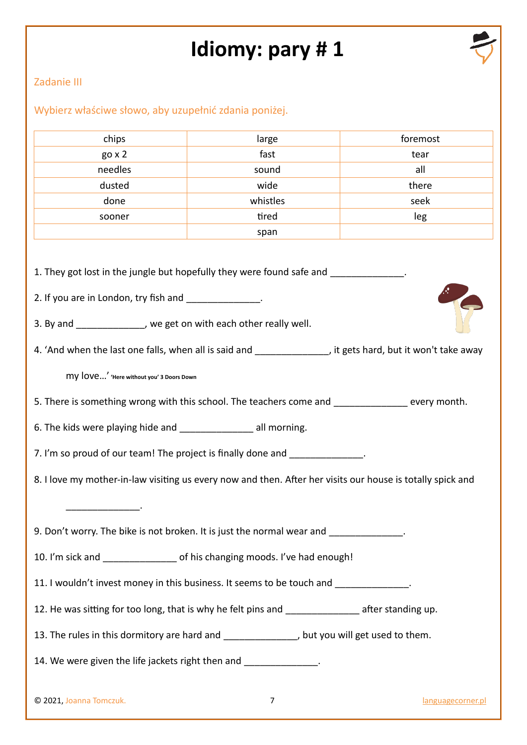# Idiomy: pary # 1

Zadanie III

Wybierz właściwe słowo, aby uzupełnić zdania poniżej.

| chips | large | foremost |
|---|---|---|
| go x 2 | fast | tear |
| needles | sound | all |
| dusted | wide | there |
| done | whistles | seek |
| sooner | tired | leg |
| | span | |

1. They got lost in the jungle but hopefully they were found safe and ______________.

2. If you are in London, try fish and ______________.

3. By and _____________, we get on with each other really well.

4. 'And when the last one falls, when all is said and ______________, it gets hard, but it won't take away my love…' **'Here without you' 3 Doors Down**

5. There is something wrong with this school. The teachers come and ______________ every month.

6. The kids were playing hide and ______________ all morning.

7. I'm so proud of our team! The project is finally done and ______________.

8. I love my mother-in-law visiting us every now and then. After her visits our house is totally spick and ______________.

9. Don't worry. The bike is not broken. It is just the normal wear and ______________.

10. I'm sick and ______________ of his changing moods. I've had enough!

11. I wouldn't invest money in this business. It seems to be touch and ______________.

12. He was sitting for too long, that is why he felt pins and ______________ after standing up.

13. The rules in this dormitory are hard and ______________, but you will get used to them.

14. We were given the life jackets right then and ______________.

© 2021, Joanna Tomczuk. languagecorner.pl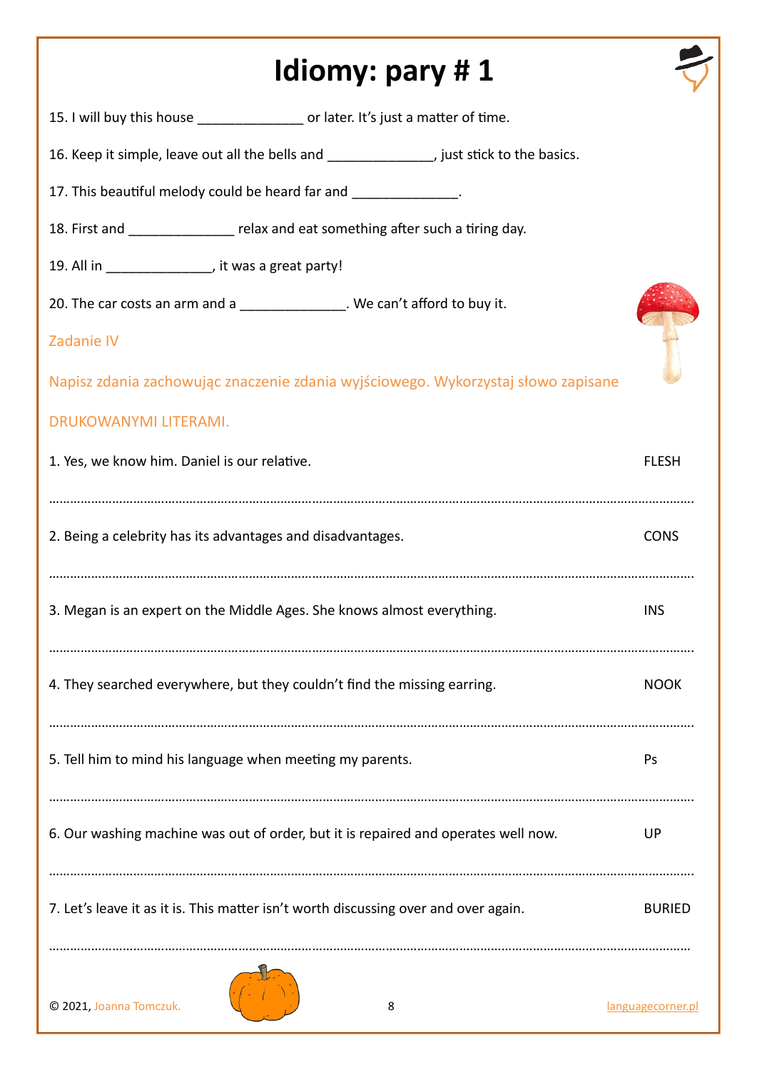# Idiomy: pary # 1

15. I will buy this house ______________ or later. It's just a matter of time.

16. Keep it simple, leave out all the bells and ______________, just stick to the basics.

17. This beautiful melody could be heard far and ______________.

18. First and ______________ relax and eat something after such a tiring day.

19. All in ______________, it was a great party!

20. The car costs an arm and a ______________. We can't afford to buy it.

Zadanie IV

Napisz zdania zachowując znaczenie zdania wyjściowego. Wykorzystaj słowo zapisane DRUKOWANYMI LITERAMI.

1. Yes, we know him. Daniel is our relative. FLESH

……………………………………………………………………………………………………………………………………………

2. Being a celebrity has its advantages and disadvantages. CONS

……………………………………………………………………………………………………………………………………………

3. Megan is an expert on the Middle Ages. She knows almost everything. INS

……………………………………………………………………………………………………………………………………………

4. They searched everywhere, but they couldn't find the missing earring. NOOK

……………………………………………………………………………………………………………………………………………

5. Tell him to mind his language when meeting my parents. Ps

……………………………………………………………………………………………………………………………………………

6. Our washing machine was out of order, but it is repaired and operates well now. UP

……………………………………………………………………………………………………………………………………………

7. Let's leave it as it is. This matter isn't worth discussing over and over again. BURIED

……………………………………………………………………………………………………………………………………………

© 2021, Joanna Tomczuk. languagecorner.pl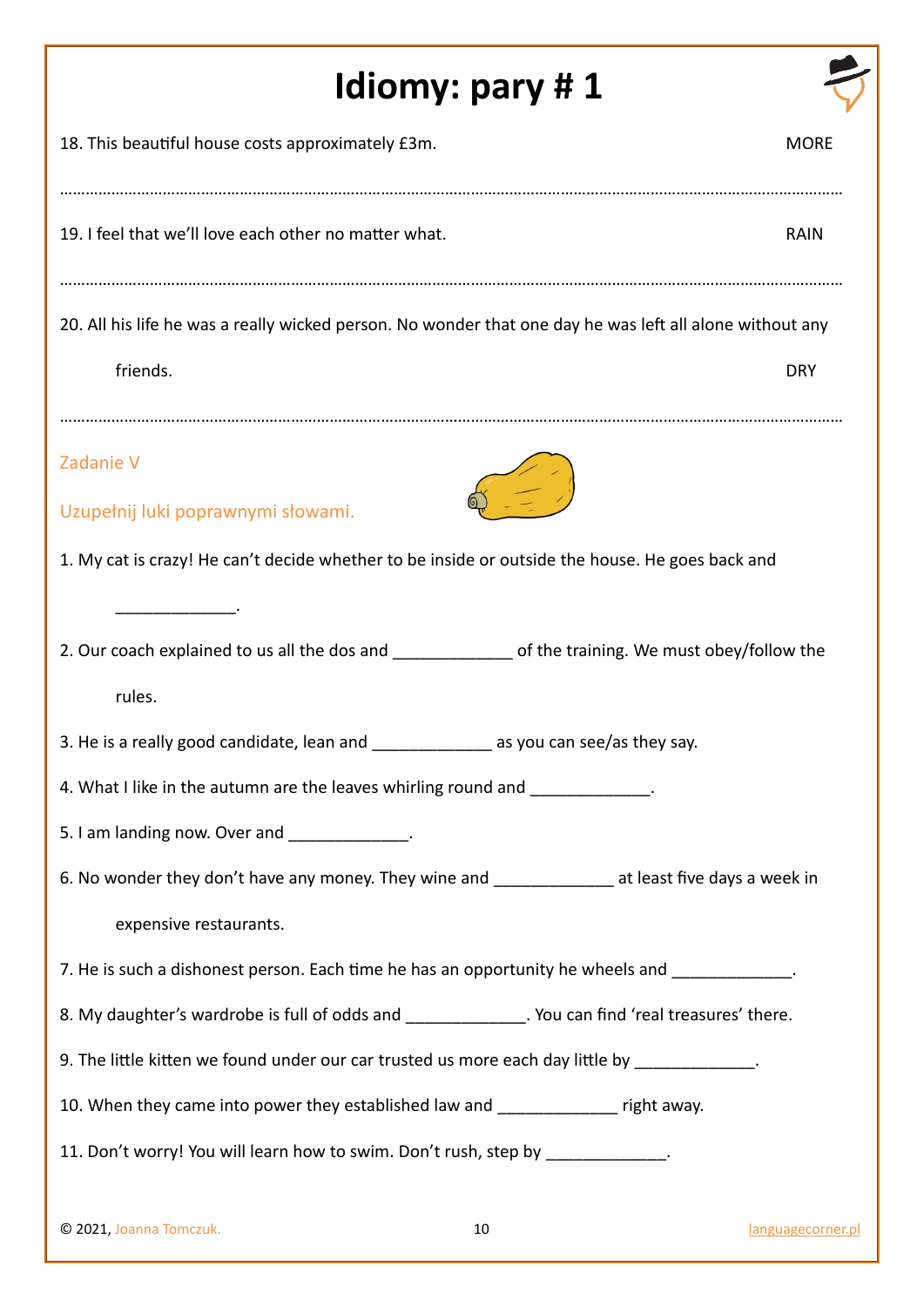# Idiomy: pary # 1

18. This beautiful house costs approximately £3m. MORE

…………………………………………………………………………………………………………………………………………………

19. I feel that we'll love each other no matter what. RAIN

…………………………………………………………………………………………………………………………………………………

20. All his life he was a really wicked person. No wonder that one day he was left all alone without any friends. DRY

…………………………………………………………………………………………………………………………………………………

## Zadanie V

Uzupełnij luki poprawnymi słowami.

1. My cat is crazy! He can't decide whether to be inside or outside the house. He goes back and _____________.
2. Our coach explained to us all the dos and _____________ of the training. We must obey/follow the rules.
3. He is a really good candidate, lean and _____________ as you can see/as they say.
4. What I like in the autumn are the leaves whirling round and _____________.
5. I am landing now. Over and _____________.
6. No wonder they don't have any money. They wine and _____________ at least five days a week in expensive restaurants.
7. He is such a dishonest person. Each time he has an opportunity he wheels and _____________.
8. My daughter's wardrobe is full of odds and _____________. You can find 'real treasures' there.
9. The little kitten we found under our car trusted us more each day little by _____________.
10. When they came into power they established law and _____________ right away.
11. Don't worry! You will learn how to swim. Don't rush, step by _____________.

© 2021, Joanna Tomczuk. languagecorner.pl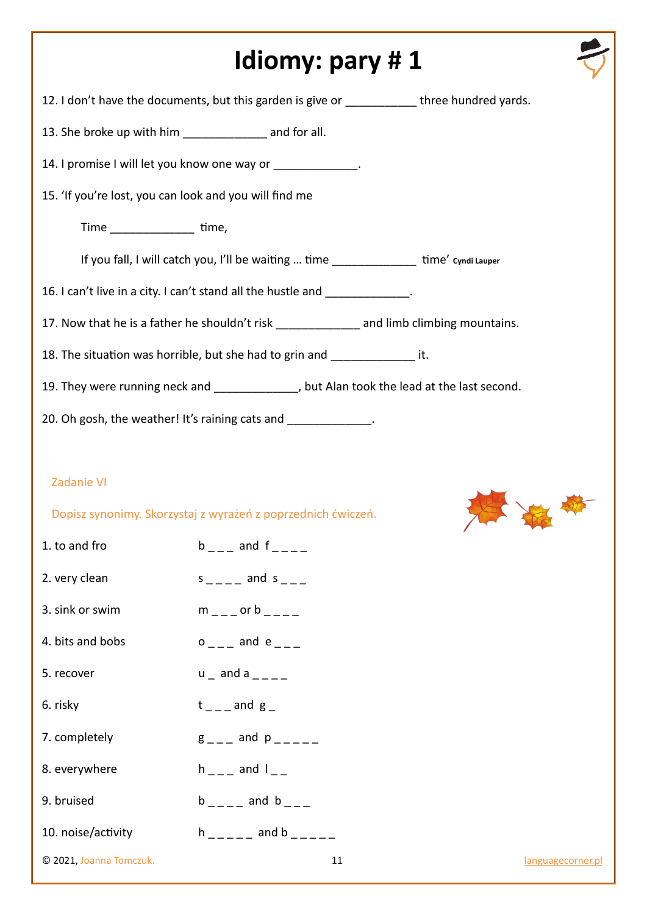# Idiomy: pary # 1

12. I don't have the documents, but this garden is give or ___________ three hundred yards.

13. She broke up with him _____________ and for all.

14. I promise I will let you know one way or _____________.

15. 'If you're lost, you can look and you will find me

    Time _____________ time,

    If you fall, I will catch you, I'll be waiting … time _____________ time' Cyndi Lauper

16. I can't live in a city. I can't stand all the hustle and _____________.

17. Now that he is a father he shouldn't risk _____________ and limb climbing mountains.

18. The situation was horrible, but she had to grin and _____________ it.

19. They were running neck and _____________, but Alan took the lead at the last second.

20. Oh gosh, the weather! It's raining cats and _____________.

Zadanie VI

Dopisz synonimy. Skorzystaj z wyrażeń z poprzednich ćwiczeń.

| | |
|---|---|
| 1. to and fro | b _ _ _ and f _ _ _ _ |
| 2. very clean | s _ _ _ _ and s _ _ _ |
| 3. sink or swim | m _ _ _ or b _ _ _ _ |
| 4. bits and bobs | o _ _ _ and e _ _ _ |
| 5. recover | u _ and a _ _ _ _ |
| 6. risky | t _ _ _ and g _ |
| 7. completely | g _ _ _ and p _ _ _ _ _ |
| 8. everywhere | h _ _ _ and l _ _ |
| 9. bruised | b _ _ _ _ and b _ _ _ |
| 10. noise/activity | h _ _ _ _ _ and b _ _ _ _ _ |

© 2021, Joanna Tomczuk. languagecorner.pl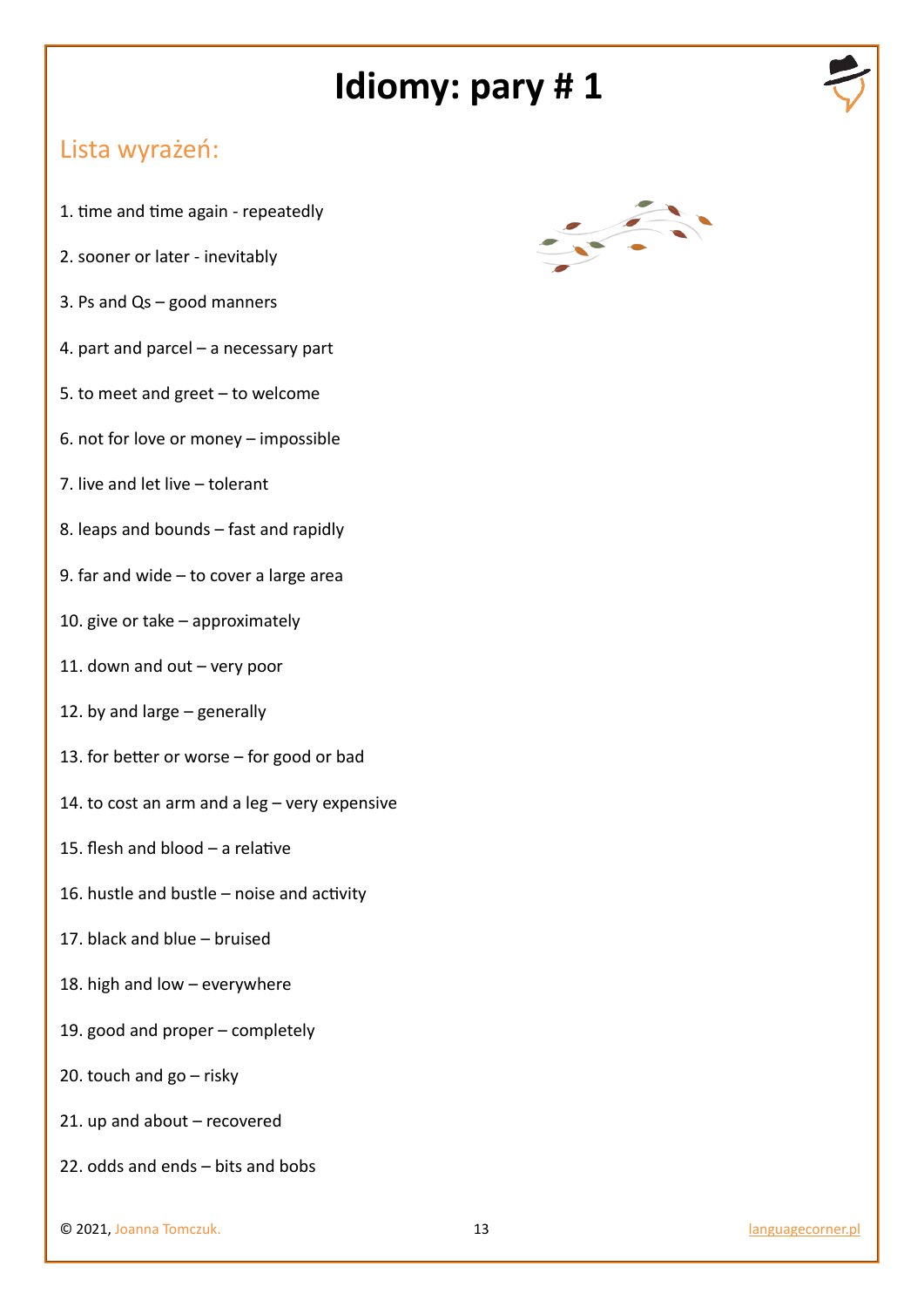# Idiomy: pary # 1

## Lista wyrażeń:

1. time and time again - repeatedly
2. sooner or later - inevitably
3. Ps and Qs – good manners
4. part and parcel – a necessary part
5. to meet and greet – to welcome
6. not for love or money – impossible
7. live and let live – tolerant
8. leaps and bounds – fast and rapidly
9. far and wide – to cover a large area
10. give or take – approximately
11. down and out – very poor
12. by and large – generally
13. for better or worse – for good or bad
14. to cost an arm and a leg – very expensive
15. flesh and blood – a relative
16. hustle and bustle – noise and activity
17. black and blue – bruised
18. high and low – everywhere
19. good and proper – completely
20. touch and go – risky
21. up and about – recovered
22. odds and ends – bits and bobs

© 2021, Joanna Tomczuk.

languagecorner.pl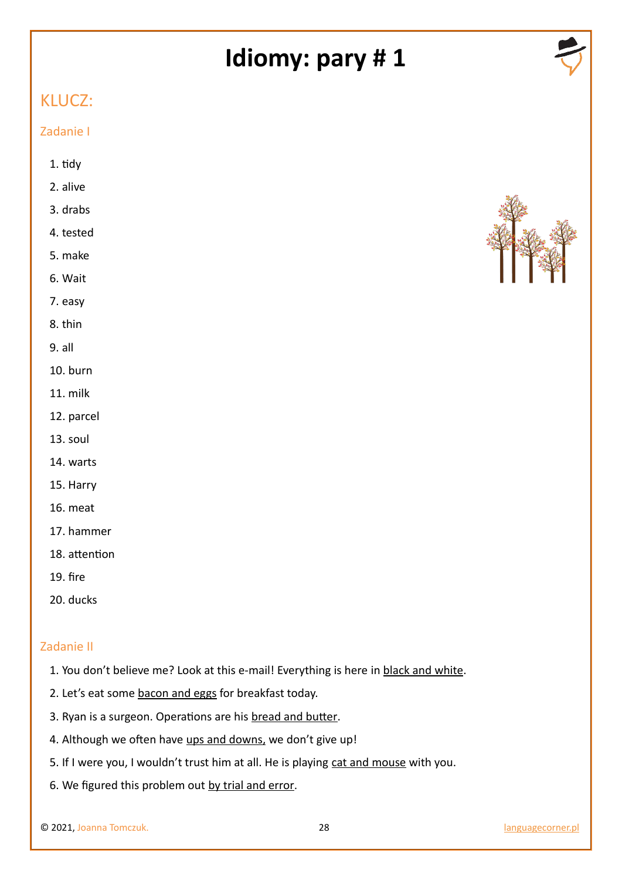# Idiomy: pary # 1

## KLUCZ:

### Zadanie I

1. tidy
2. alive
3. drabs
4. tested
5. make
6. Wait
7. easy
8. thin
9. all
10. burn
11. milk
12. parcel
13. soul
14. warts
15. Harry
16. meat
17. hammer
18. attention
19. fire
20. ducks

### Zadanie II

1. You don't believe me? Look at this e-mail! Everything is here in <u>black and white</u>.
2. Let's eat some <u>bacon and eggs</u> for breakfast today.
3. Ryan is a surgeon. Operations are his <u>bread and butter</u>.
4. Although we often have <u>ups and downs,</u> we don't give up!
5. If I were you, I wouldn't trust him at all. He is playing <u>cat and mouse</u> with you.
6. We figured this problem out <u>by trial and error</u>.